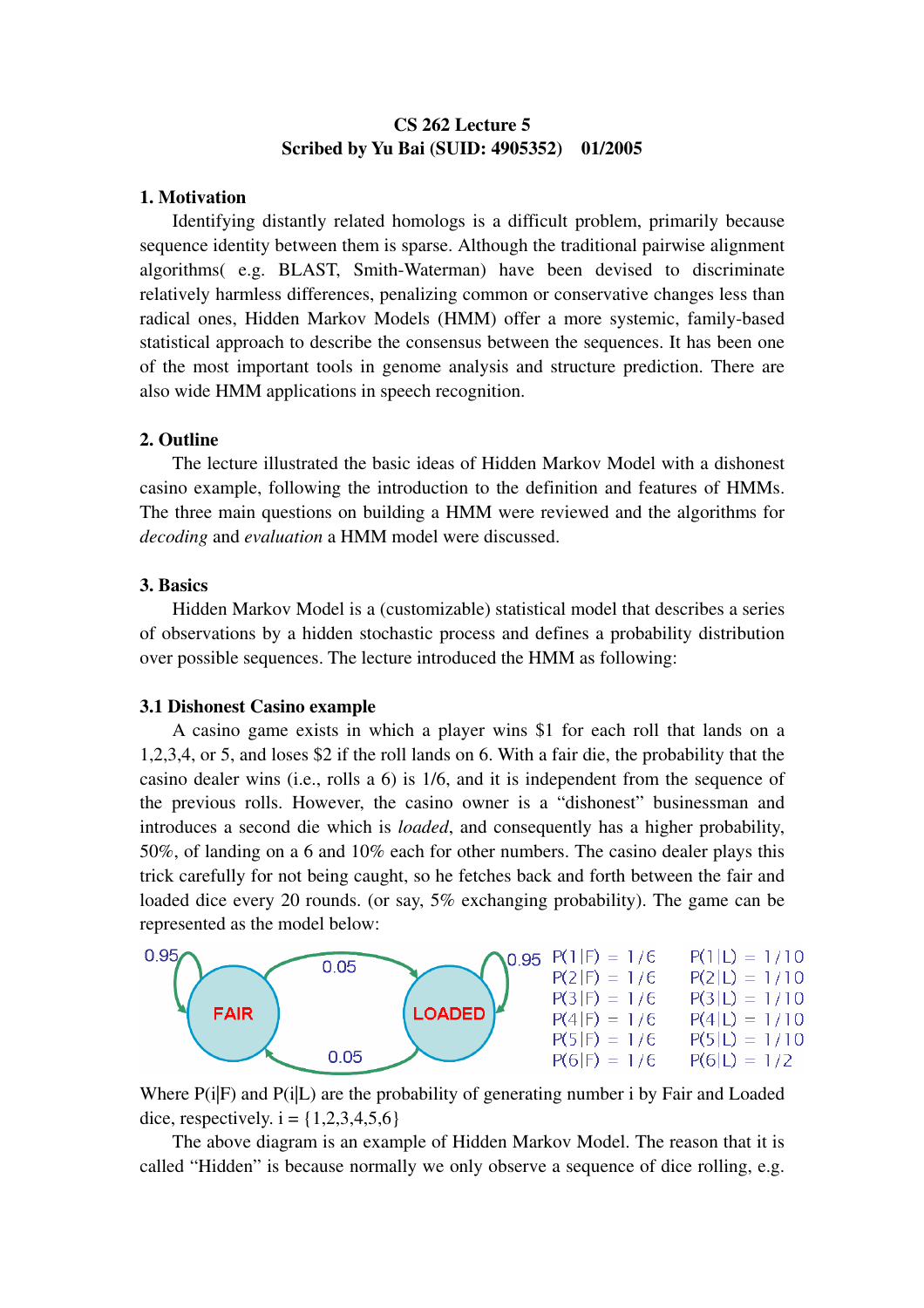**CS 262 Lecture 5**
**Scribed by Yu Bai (SUID: 4905352) 01/2005**

## 1. Motivation

Identifying distantly related homologs is a difficult problem, primarily because sequence identity between them is sparse. Although the traditional pairwise alignment algorithms( e.g. BLAST, Smith-Waterman) have been devised to discriminate relatively harmless differences, penalizing common or conservative changes less than radical ones, Hidden Markov Models (HMM) offer a more systemic, family-based statistical approach to describe the consensus between the sequences. It has been one of the most important tools in genome analysis and structure prediction. There are also wide HMM applications in speech recognition.

## 2. Outline

The lecture illustrated the basic ideas of Hidden Markov Model with a dishonest casino example, following the introduction to the definition and features of HMMs. The three main questions on building a HMM were reviewed and the algorithms for *decoding* and *evaluation* a HMM model were discussed.

## 3. Basics

Hidden Markov Model is a (customizable) statistical model that describes a series of observations by a hidden stochastic process and defines a probability distribution over possible sequences. The lecture introduced the HMM as following:

### 3.1 Dishonest Casino example

A casino game exists in which a player wins $1 for each roll that lands on a 1,2,3,4, or 5, and loses $2 if the roll lands on 6. With a fair die, the probability that the casino dealer wins (i.e., rolls a 6) is 1/6, and it is independent from the sequence of the previous rolls. However, the casino owner is a "dishonest" businessman and introduces a second die which is *loaded*, and consequently has a higher probability, 50%, of landing on a 6 and 10% each for other numbers. The casino dealer plays this trick carefully for not being caught, so he fetches back and forth between the fair and loaded dice every 20 rounds. (or say, 5% exchanging probability). The game can be represented as the model below:

FAIR (self-transition 0.95) → LOADED: 0.05; LOADED (self-transition 0.95) → FAIR: 0.05

| | |
|---|---|
| $P(1\|F) = 1/6$ | $P(1\|L) = 1/10$ |
| $P(2\|F) = 1/6$ | $P(2\|L) = 1/10$ |
| $P(3\|F) = 1/6$ | $P(3\|L) = 1/10$ |
| $P(4\|F) = 1/6$ | $P(4\|L) = 1/10$ |
| $P(5\|F) = 1/6$ | $P(5\|L) = 1/10$ |
| $P(6\|F) = 1/6$ | $P(6\|L) = 1/2$ |

Where $P(i|F)$ and $P(i|L)$ are the probability of generating number i by Fair and Loaded dice, respectively. $i = \{1,2,3,4,5,6\}$

The above diagram is an example of Hidden Markov Model. The reason that it is called "Hidden" is because normally we only observe a sequence of dice rolling, e.g.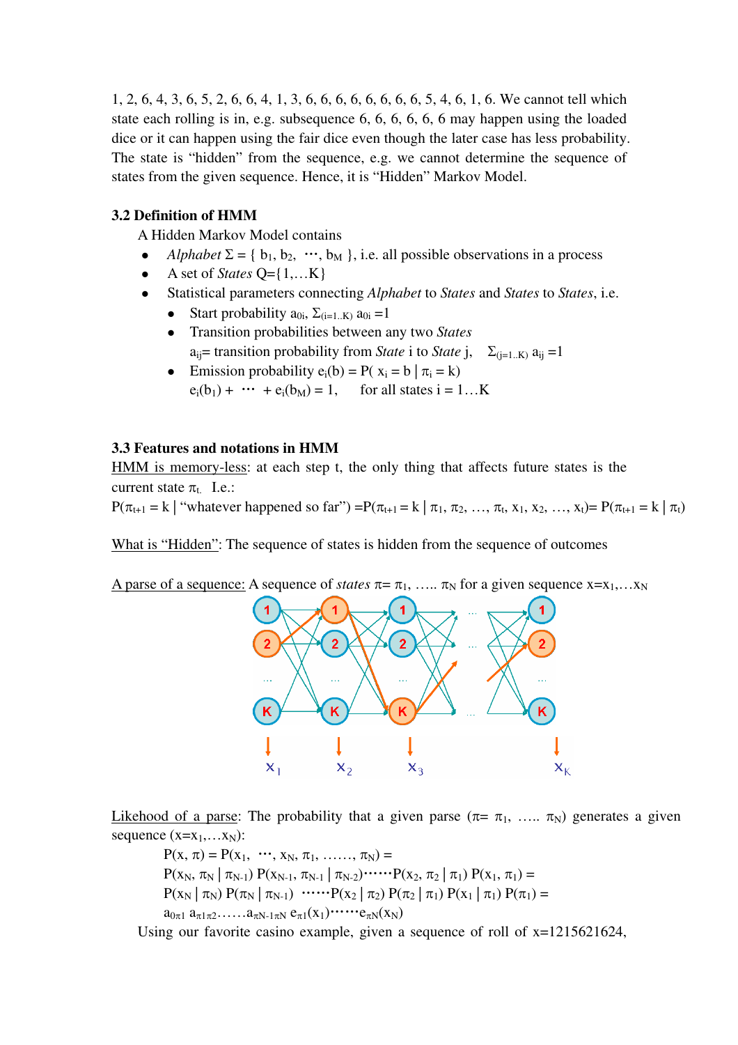1, 2, 6, 4, 3, 6, 5, 2, 6, 6, 4, 1, 3, 6, 6, 6, 6, 6, 6, 6, 6, 5, 4, 6, 1, 6. We cannot tell which state each rolling is in, e.g. subsequence 6, 6, 6, 6, 6, 6 may happen using the loaded dice or it can happen using the fair dice even though the later case has less probability. The state is "hidden" from the sequence, e.g. we cannot determine the sequence of states from the given sequence. Hence, it is "Hidden" Markov Model.

### 3.2 Definition of HMM

A Hidden Markov Model contains

- *Alphabet* $\Sigma = \{ b_1, b_2, \cdots, b_M \}$, i.e. all possible observations in a process
- A set of *States* Q={1,…K}
- Statistical parameters connecting *Alphabet* to *States* and *States* to *States*, i.e.
  - Start probability $a_{0i}$, $\Sigma_{(i=1..K)}\, a_{0i} = 1$
  - Transition probabilities between any two *States*
    $a_{ij}$= transition probability from *State* i to *State* j, $\Sigma_{(j=1..K)}\, a_{ij} = 1$
  - Emission probability $e_i(b) = P(x_i = b \mid \pi_i = k)$
    $e_i(b_1) + \cdots + e_i(b_M) = 1$, for all states i = 1…K

### 3.3 Features and notations in HMM

HMM is memory-less: at each step t, the only thing that affects future states is the current state $\pi_t$. I.e.:

$P(\pi_{t+1} = k \mid$ "whatever happened so far"$) = P(\pi_{t+1} = k \mid \pi_1, \pi_2, \ldots, \pi_t, x_1, x_2, \ldots, x_t) = P(\pi_{t+1} = k \mid \pi_t)$

What is "Hidden": The sequence of states is hidden from the sequence of outcomes

A parse of a sequence: A sequence of *states* $\pi = \pi_1, \ldots.. \pi_N$ for a given sequence $x = x_1, \ldots x_N$

Likehood of a parse: The probability that a given parse ($\pi = \pi_1, \ldots.. \pi_N$) generates a given sequence ($x = x_1, \ldots x_N$):

$$P(x, \pi) = P(x_1, \cdots, x_N, \pi_1, \ldots\ldots, \pi_N) =$$

$$P(x_N, \pi_N \mid \pi_{N-1})\, P(x_{N-1}, \pi_{N-1} \mid \pi_{N-2}) \cdots\cdots P(x_2, \pi_2 \mid \pi_1)\, P(x_1, \pi_1) =$$

$$P(x_N \mid \pi_N)\, P(\pi_N \mid \pi_{N-1}) \cdots\cdots P(x_2 \mid \pi_2)\, P(\pi_2 \mid \pi_1)\, P(x_1 \mid \pi_1)\, P(\pi_1) =$$

$$a_{0\pi_1}\, a_{\pi_1\pi_2} \ldots\ldots a_{\pi_{N-1}\pi_N}\, e_{\pi_1}(x_1) \cdots\cdots e_{\pi_N}(x_N)$$

Using our favorite casino example, given a sequence of roll of x=1215621624,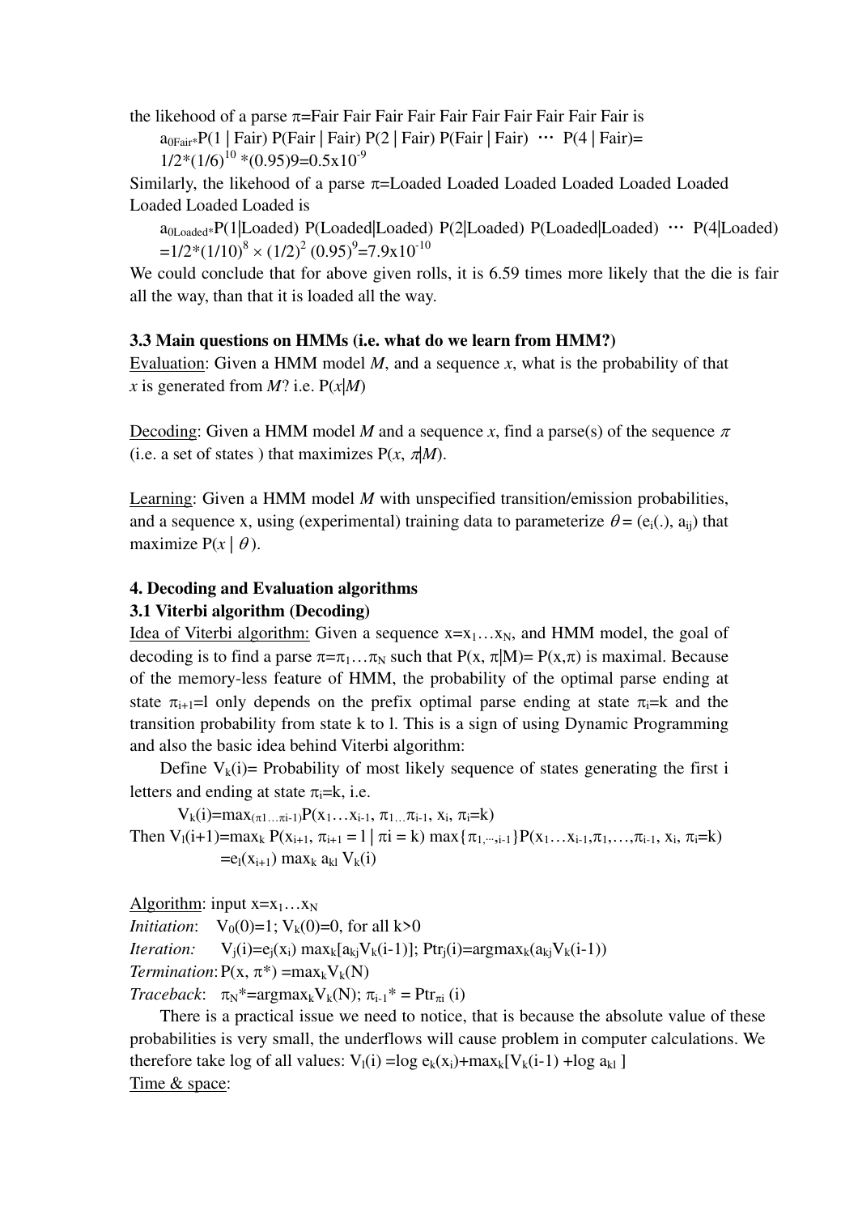the likehood of a parse $\pi$=Fair Fair Fair Fair Fair Fair Fair Fair Fair Fair is

$a_{0Fair}$*P(1 | Fair) P(Fair | Fair) P(2 | Fair) P(Fair | Fair) ⋯ P(4 | Fair)=
1/2*$(1/6)^{10}$ *(0.95)9=$0.5\text{x}10^{-9}$

Similarly, the likehood of a parse $\pi$=Loaded Loaded Loaded Loaded Loaded Loaded Loaded Loaded Loaded is

$a_{0Loaded}$*P(1|Loaded) P(Loaded|Loaded) P(2|Loaded) P(Loaded|Loaded) ⋯ P(4|Loaded)
=1/2*$(1/10)^8 \times (1/2)^2$ $(0.95)^9$=$7.9\text{x}10^{-10}$

We could conclude that for above given rolls, it is 6.59 times more likely that the die is fair all the way, than that it is loaded all the way.

**3.3 Main questions on HMMs (i.e. what do we learn from HMM?)**

Evaluation: Given a HMM model *M*, and a sequence *x*, what is the probability of that *x* is generated from *M*? i.e. $P(x|M)$

Decoding: Given a HMM model *M* and a sequence *x*, find a parse(s) of the sequence $\pi$ (i.e. a set of states ) that maximizes $P(x, \pi|M)$.

Learning: Given a HMM model *M* with unspecified transition/emission probabilities, and a sequence x, using (experimental) training data to parameterize $\theta = (e_i(.), a_{ij})$ that maximize $P(x \mid \theta)$.

**4. Decoding and Evaluation algorithms**

**3.1 Viterbi algorithm (Decoding)**

Idea of Viterbi algorithm: Given a sequence $x=x_1\ldots x_N$, and HMM model, the goal of decoding is to find a parse $\pi=\pi_1\ldots\pi_N$ such that $P(x, \pi|M)= P(x,\pi)$ is maximal. Because of the memory-less feature of HMM, the probability of the optimal parse ending at state $\pi_{i+1}$=l only depends on the prefix optimal parse ending at state $\pi_i$=k and the transition probability from state k to l. This is a sign of using Dynamic Programming and also the basic idea behind Viterbi algorithm:

Define $V_k(i)$= Probability of most likely sequence of states generating the first i letters and ending at state $\pi_i$=k, i.e.

$$V_k(i)=\max_{(\pi_1\ldots\pi_{i-1})}P(x_1\ldots x_{i-1}, \pi_1\ldots\pi_{i-1}, x_i, \pi_i=k)$$

Then $V_l(i+1)=\max_k P(x_{i+1}, \pi_{i+1} = l \mid \pi_i = k) \max\{\pi_{1,\cdots,i-1}\}P(x_1\ldots x_{i-1},\pi_1,\ldots,\pi_{i-1}, x_i, \pi_i=k)$

$$=e_l(x_{i+1}) \max_k a_{kl} V_k(i)$$

Algorithm: input $x=x_1\ldots x_N$

*Initiation*: $V_0(0)=1$; $V_k(0)=0$, for all k>0

*Iteration:* $V_j(i)=e_j(x_i) \max_k[a_{kj}V_k(i-1)]$; $Ptr_j(i)=\text{argmax}_k(a_{kj}V_k(i-1))$

*Termination*: $P(x, \pi^*) =\max_k V_k(N)$

*Traceback*: $\pi_N^*=\text{argmax}_k V_k(N)$; $\pi_{i-1}^* = Ptr_{\pi i}(i)$

There is a practical issue we need to notice, that is because the absolute value of these probabilities is very small, the underflows will cause problem in computer calculations. We therefore take log of all values: $V_l(i) =\log e_k(x_i)+\max_k[V_k(i-1) +\log a_{kl}]$

Time & space: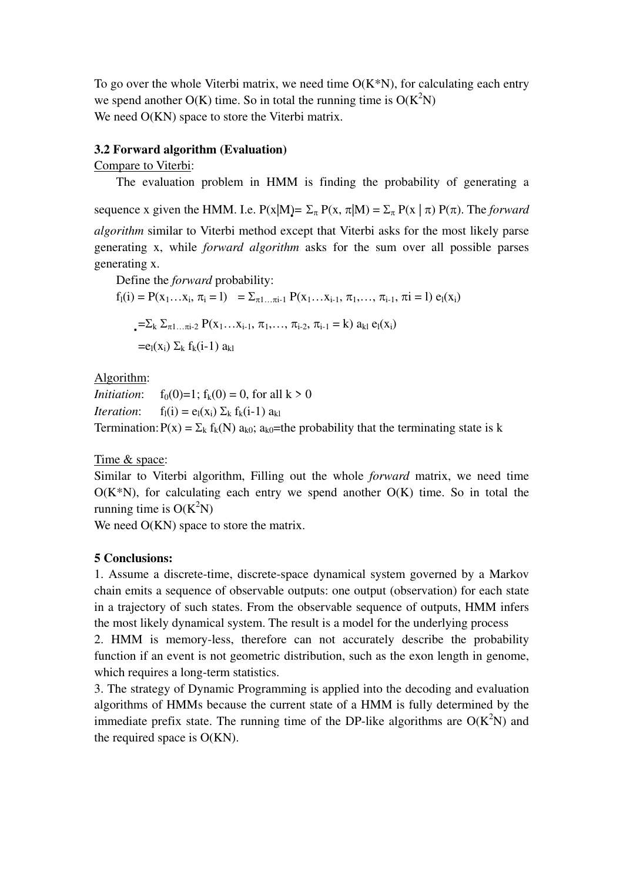To go over the whole Viterbi matrix, we need time $O(K*N)$, for calculating each entry we spend another $O(K)$ time. So in total the running time is $O(K^2N)$

We need $O(KN)$ space to store the Viterbi matrix.

### 3.2 Forward algorithm (Evaluation)

Compare to Viterbi:

The evaluation problem in HMM is finding the probability of generating a sequence x given the HMM. I.e. $P(x|M) = \Sigma_\pi P(x, \pi|M) = \Sigma_\pi P(x \mid \pi) P(\pi)$. The *forward algorithm* similar to Viterbi method except that Viterbi asks for the most likely parse generating x, while *forward algorithm* asks for the sum over all possible parses generating x.

Define the *forward* probability:

$f_l(i) = P(x_1\ldots x_i, \pi_i = l) = \Sigma_{\pi 1\ldots\pi i-1} P(x_1\ldots x_{i-1}, \pi_1,\ldots, \pi_{i-1}, \pi i = l)\, e_l(x_i)$

$= \Sigma_k \Sigma_{\pi 1\ldots\pi i-2} P(x_1\ldots x_{i-1}, \pi_1,\ldots, \pi_{i-2}, \pi_{i-1} = k)\, a_{kl}\, e_l(x_i)$

$= e_l(x_i)\, \Sigma_k f_k(i-1)\, a_{kl}$

Algorithm:

*Initiation*: $f_0(0)=1$; $f_k(0) = 0$, for all $k > 0$

*Iteration*: $f_l(i) = e_l(x_i)\, \Sigma_k f_k(i-1)\, a_{kl}$

Termination: $P(x) = \Sigma_k f_k(N)\, a_{k0}$; $a_{k0}$=the probability that the terminating state is k

Time & space:

Similar to Viterbi algorithm, Filling out the whole *forward* matrix, we need time $O(K*N)$, for calculating each entry we spend another $O(K)$ time. So in total the running time is $O(K^2N)$

We need $O(KN)$ space to store the matrix.

### 5 Conclusions:

1. Assume a discrete-time, discrete-space dynamical system governed by a Markov chain emits a sequence of observable outputs: one output (observation) for each state in a trajectory of such states. From the observable sequence of outputs, HMM infers the most likely dynamical system. The result is a model for the underlying process
2. HMM is memory-less, therefore can not accurately describe the probability function if an event is not geometric distribution, such as the exon length in genome, which requires a long-term statistics.
3. The strategy of Dynamic Programming is applied into the decoding and evaluation algorithms of HMMs because the current state of a HMM is fully determined by the immediate prefix state. The running time of the DP-like algorithms are $O(K^2N)$ and the required space is $O(KN)$.